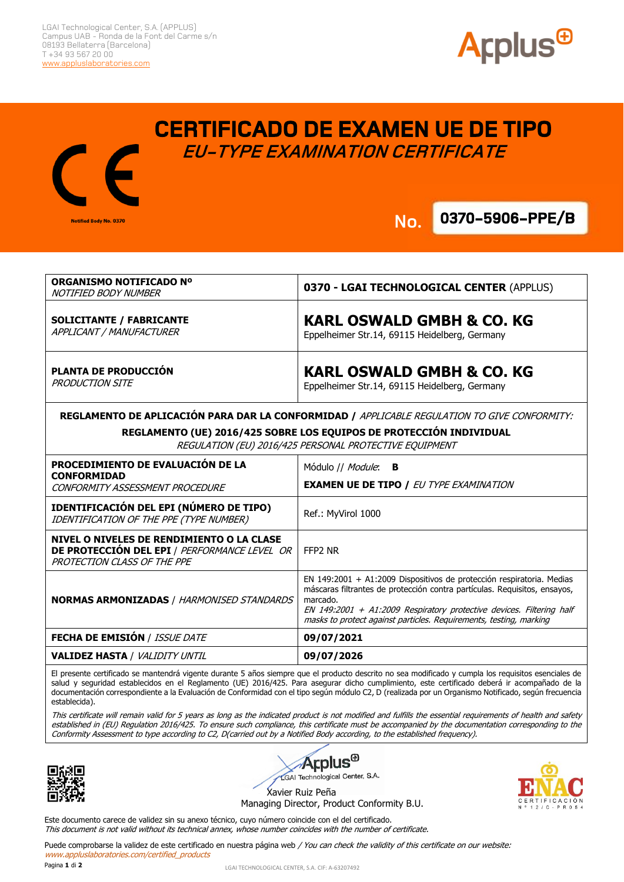LGAI Technological Center, S.A. (APPLUS)
Campus UAB - Ronda de la Font del Carme s/n
08193 Bellaterra (Barcelona)
T +34 93 567 20 00
www.appluslaboratories.com

Notified Body No. 0370

# CERTIFICADO DE EXAMEN UE DE TIPO

## *EU-TYPE EXAMINATION CERTIFICATE*

**No. 0370-5906-PPE/B**

| | |
|---|---|
| **ORGANISMO NOTIFICADO Nº** *NOTIFIED BODY NUMBER* | **0370 - LGAI TECHNOLOGICAL CENTER** (APPLUS) |
| **SOLICITANTE / FABRICANTE** *APPLICANT / MANUFACTURER* | **KARL OSWALD GMBH & CO. KG** Eppelheimer Str.14, 69115 Heidelberg, Germany |
| **PLANTA DE PRODUCCIÓN** *PRODUCTION SITE* | **KARL OSWALD GMBH & CO. KG** Eppelheimer Str.14, 69115 Heidelberg, Germany |

**REGLAMENTO DE APLICACIÓN PARA DAR LA CONFORMIDAD /** *APPLICABLE REGULATION TO GIVE CONFORMITY:*

**REGLAMENTO (UE) 2016/425 SOBRE LOS EQUIPOS DE PROTECCIÓN INDIVIDUAL**
*REGULATION (EU) 2016/425 PERSONAL PROTECTIVE EQUIPMENT*

| | |
|---|---|
| **PROCEDIMIENTO DE EVALUACIÓN DE LA CONFORMIDAD** *CONFORMITY ASSESSMENT PROCEDURE* | Módulo // *Module*: **B** **EXAMEN UE DE TIPO /** *EU TYPE EXAMINATION* |
| **IDENTIFICACIÓN DEL EPI (NÚMERO DE TIPO)** *IDENTIFICATION OF THE PPE (TYPE NUMBER)* | Ref.: MyVirol 1000 |
| **NIVEL O NIVELES DE RENDIMIENTO O LA CLASE DE PROTECCIÓN DEL EPI** / *PERFORMANCE LEVEL OR PROTECTION CLASS OF THE PPE* | FFP2 NR |
| **NORMAS ARMONIZADAS** / *HARMONISED STANDARDS* | EN 149:2001 + A1:2009 Dispositivos de protección respiratoria. Medias máscaras filtrantes de protección contra partículas. Requisitos, ensayos, marcado. *EN 149:2001 + A1:2009 Respiratory protective devices. Filtering half masks to protect against particles. Requirements, testing, marking* |
| **FECHA DE EMISIÓN** / *ISSUE DATE* | **09/07/2021** |
| **VALIDEZ HASTA** / *VALIDITY UNTIL* | **09/07/2026** |

El presente certificado se mantendrá vigente durante 5 años siempre que el producto descrito no sea modificado y cumpla los requisitos esenciales de salud y seguridad establecidos en el Reglamento (UE) 2016/425. Para asegurar dicho cumplimiento, este certificado deberá ir acompañado de la documentación correspondiente a la Evaluación de Conformidad con el tipo según módulo C2, D (realizada por un Organismo Notificado, según frecuencia establecida).

*This certificate will remain valid for 5 years as long as the indicated product is not modified and fulfills the essential requirements of health and safety established in (EU) Regulation 2016/425. To ensure such compliance, this certificate must be accompanied by the documentation corresponding to the Conformity Assessment to type according to C2, D(carried out by a Notified Body according, to the established frequency).*

Applus LGAI Technological Center, S.A.
Xavier Ruiz Peña
Managing Director, Product Conformity B.U.

ENAC CERTIFICACIÓN Nº 12/C-PR084

Este documento carece de validez sin su anexo técnico, cuyo número coincide con el del certificado.
*This document is not valid without its technical annex, whose number coincides with the number of certificate.*

Puede comprobarse la validez de este certificado en nuestra página web / *You can check the validity of this certificate on our website:*
*www.appluslaboratories.com/certified_products*

LGAI TECHNOLOGICAL CENTER, S.A. CIF: A-63207492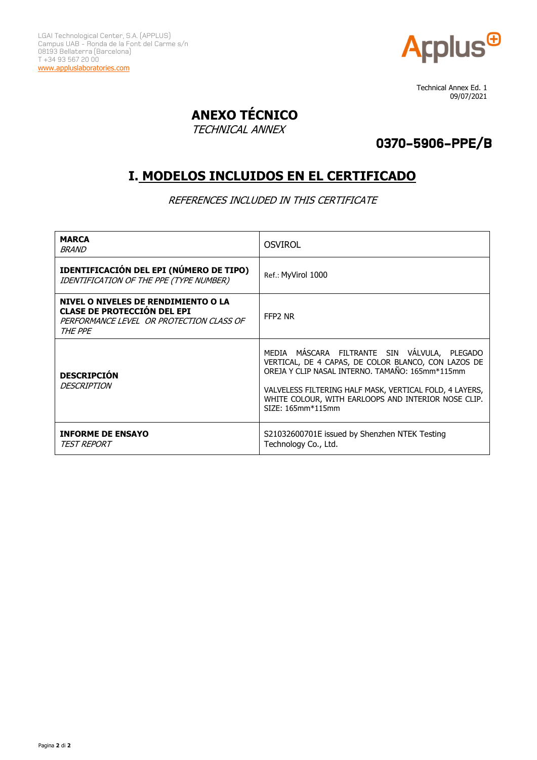LGAI Technological Center, S.A. (APPLUS)
Campus UAB - Ronda de la Font del Carme s/n
08193 Bellaterra (Barcelona)
T +34 93 567 20 00
www.appluslaboratories.com

Technical Annex Ed. 1
09/07/2021

# ANEXO TÉCNICO
*TECHNICAL ANNEX*

**0370-5906-PPE/B**

## I. MODELOS INCLUIDOS EN EL CERTIFICADO

*REFERENCES INCLUDED IN THIS CERTIFICATE*

| | |
|---|---|
| **MARCA**<br>*BRAND* | OSVIROL |
| **IDENTIFICACIÓN DEL EPI (NÚMERO DE TIPO)**<br>*IDENTIFICATION OF THE PPE (TYPE NUMBER)* | Ref.: MyVirol 1000 |
| **NIVEL O NIVELES DE RENDIMIENTO O LA CLASE DE PROTECCIÓN DEL EPI**<br>*PERFORMANCE LEVEL OR PROTECTION CLASS OF THE PPE* | FFP2 NR |
| **DESCRIPCIÓN**<br>*DESCRIPTION* | MEDIA MÁSCARA FILTRANTE SIN VÁLVULA, PLEGADO VERTICAL, DE 4 CAPAS, DE COLOR BLANCO, CON LAZOS DE OREJA Y CLIP NASAL INTERNO. TAMAÑO: 165mm*115mm<br><br>VALVELESS FILTERING HALF MASK, VERTICAL FOLD, 4 LAYERS, WHITE COLOUR, WITH EARLOOPS AND INTERIOR NOSE CLIP. SIZE: 165mm*115mm |
| **INFORME DE ENSAYO**<br>*TEST REPORT* | S21032600701E issued by Shenzhen NTEK Testing Technology Co., Ltd. |